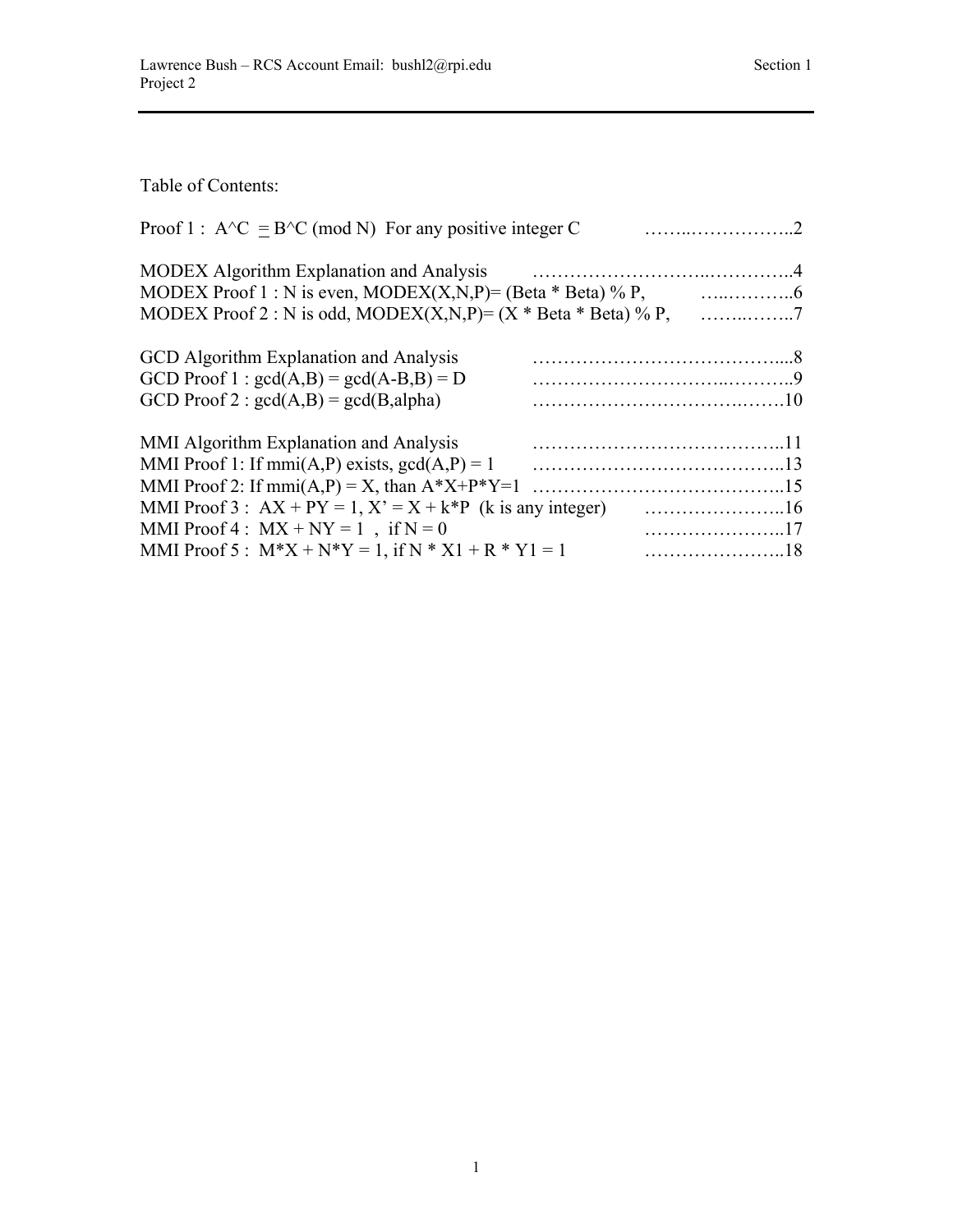Table of Contents:

Proof 1 : A^C $\equiv$ B^C (mod N) For any positive integer C ……..……………..2

MODEX Algorithm Explanation and Analysis ……………………..…………..4
MODEX Proof 1 : N is even, MODEX(X,N,P)= (Beta * Beta) % P, …..………..6
MODEX Proof 2 : N is odd, MODEX(X,N,P)= (X * Beta * Beta) % P, ……..……..7

GCD Algorithm Explanation and Analysis …………………………………....8
GCD Proof 1 : gcd(A,B) = gcd(A-B,B) = D ………………………..………..9
GCD Proof 2 : gcd(A,B) = gcd(B,alpha) ……………………………….…….10

MMI Algorithm Explanation and Analysis …………………………………..11
MMI Proof 1: If mmi(A,P) exists, gcd(A,P) = 1 …………………………………..13
MMI Proof 2: If mmi(A,P) = X, than A*X+P*Y=1 …………………………………..15
MMI Proof 3 : AX + PY = 1, X' = X + k*P (k is any integer) …………………..16
MMI Proof 4 : MX + NY = 1 , if N = 0 …………………..17
MMI Proof 5 : M*X + N*Y = 1, if N * X1 + R * Y1 = 1 …………………..18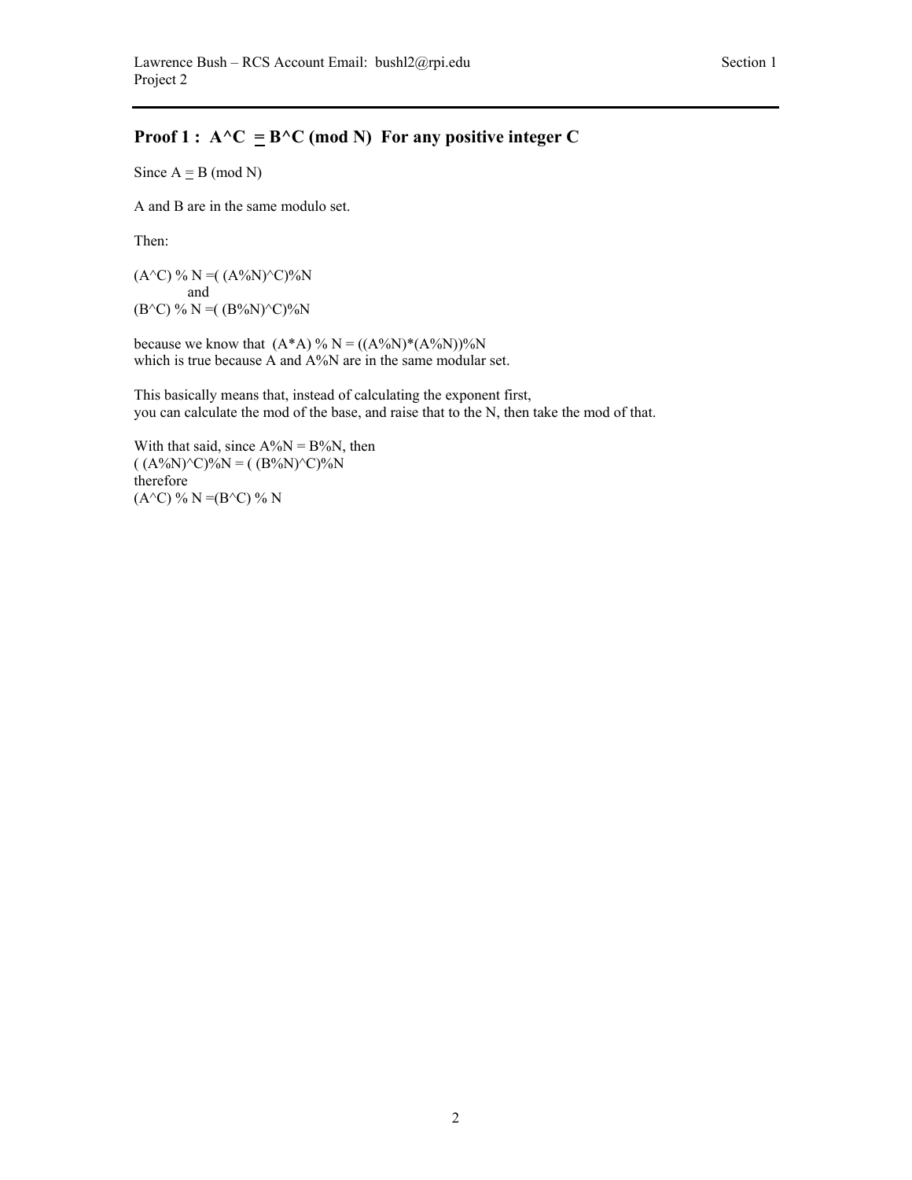## Proof 1 : $A^C \equiv B^C \pmod N$ For any positive integer C

Since $A \equiv B \pmod N$

A and B are in the same modulo set.

Then:

(A^C) % N =( (A%N)^C)%N
and
(B^C) % N =( (B%N)^C)%N

because we know that (A*A) % N = ((A%N)*(A%N))%N
which is true because A and A%N are in the same modular set.

This basically means that, instead of calculating the exponent first,
you can calculate the mod of the base, and raise that to the N, then take the mod of that.

With that said, since A%N = B%N, then
( (A%N)^C)%N = ( (B%N)^C)%N
therefore
(A^C) % N =(B^C) % N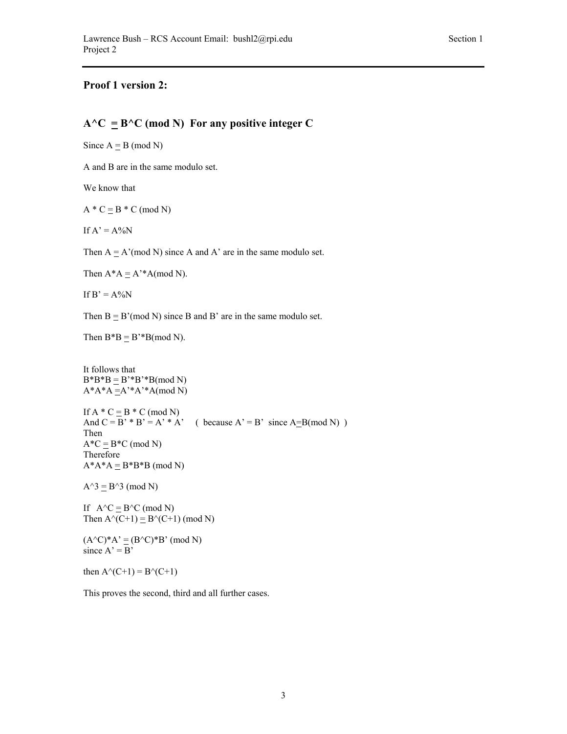## Proof 1 version 2:

## $A^C \equiv B^C \pmod N$ For any positive integer C

Since $A \equiv B \pmod N$

A and B are in the same modulo set.

We know that

$A * C \equiv B * C \pmod N$

If A' = A%N

Then $A \equiv A' \pmod N$ since A and A' are in the same modulo set.

Then $A*A \equiv A'*A \pmod N$.

If B' = A%N

Then $B \equiv B' \pmod N$ since B and B' are in the same modulo set.

Then $B*B \equiv B'*B \pmod N$.

It follows that
$B*B*B \equiv B'*B'*B \pmod N$
$A*A*A \equiv A'*A'*A \pmod N$

If $A * C \equiv B * C \pmod N$
And $C = B' * B' = A' * A'$ ( because A' = B' since $A \equiv B \pmod N$ )
Then
$A*C \equiv B*C \pmod N$
Therefore
$A*A*A \equiv B*B*B \pmod N$

$A^3 \equiv B^3 \pmod N$

If $A^C \equiv B^C \pmod N$
Then $A^{(C+1)} \equiv B^{(C+1)} \pmod N$

$(A^C)*A' \equiv (B^C)*B' \pmod N$
since A' = B'

then $A^{(C+1)} = B^{(C+1)}$

This proves the second, third and all further cases.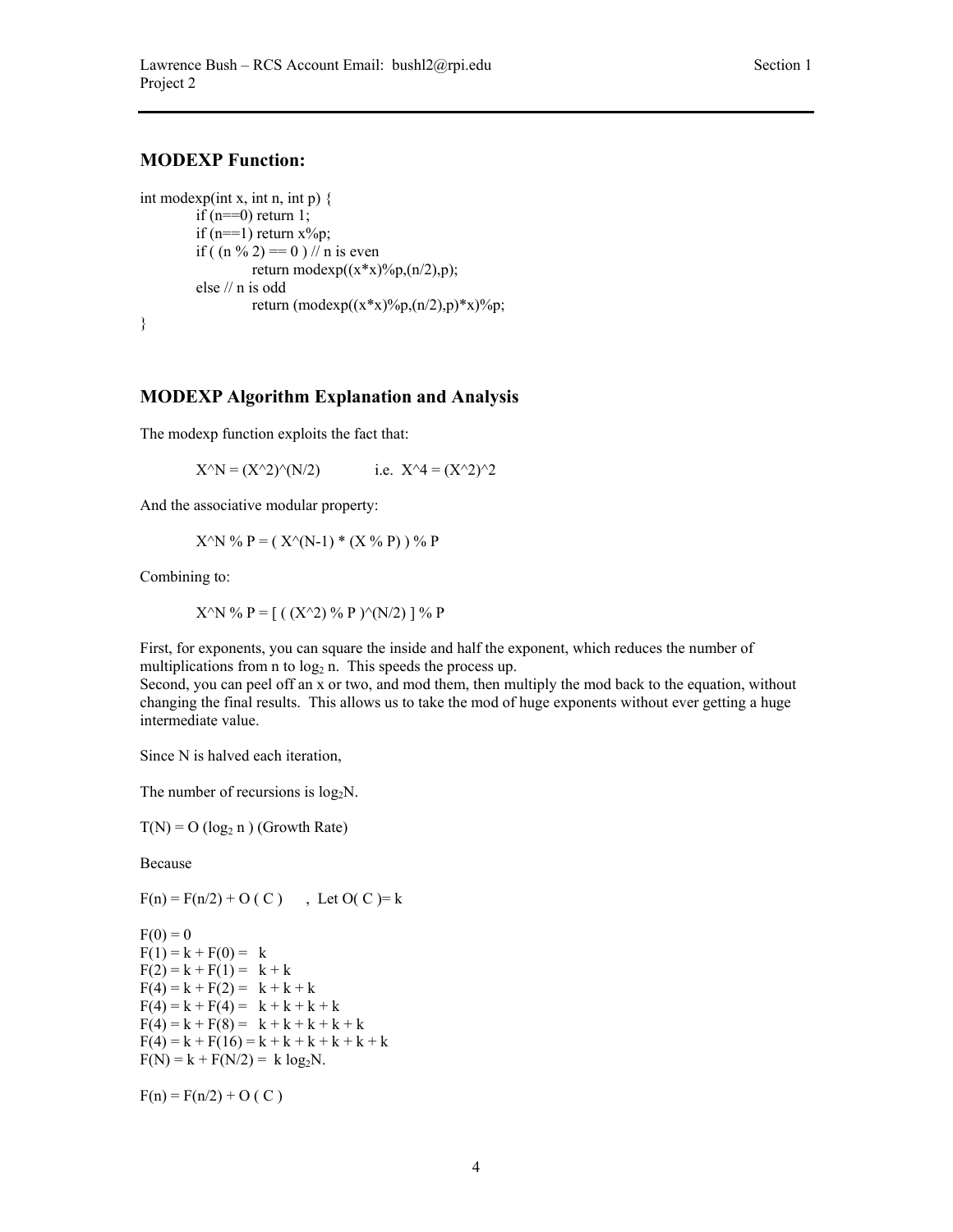## MODEXP Function:

```
int modexp(int x, int n, int p) {
        if (n==0) return 1;
        if (n==1) return x%p;
        if ( (n % 2) == 0 ) // n is even
                return modexp((x*x)%p,(n/2),p);
        else // n is odd
                return (modexp((x*x)%p,(n/2),p)*x)%p;
}
```

## MODEXP Algorithm Explanation and Analysis

The modexp function exploits the fact that:

X^N = (X^2)^(N/2)  i.e. X^4 = (X^2)^2

And the associative modular property:

X^N % P = ( X^(N-1) * (X % P) ) % P

Combining to:

X^N % P = [ ( (X^2) % P )^(N/2) ] % P

First, for exponents, you can square the inside and half the exponent, which reduces the number of multiplications from n to $\log_2$ n. This speeds the process up.
Second, you can peel off an x or two, and mod them, then multiply the mod back to the equation, without changing the final results. This allows us to take the mod of huge exponents without ever getting a huge intermediate value.

Since N is halved each iteration,

The number of recursions is $\log_2$N.

T(N) = O ($\log_2$ n ) (Growth Rate)

Because

F(n) = F(n/2) + O ( C ) , Let O( C )= k

F(0) = 0
F(1) = k + F(0) = k
F(2) = k + F(1) = k + k
F(4) = k + F(2) = k + k + k
F(4) = k + F(4) = k + k + k + k
F(4) = k + F(8) = k + k + k + k + k
F(4) = k + F(16) = k + k + k + k + k + k
F(N) = k + F(N/2) = k $\log_2$N.

F(n) = F(n/2) + O ( C )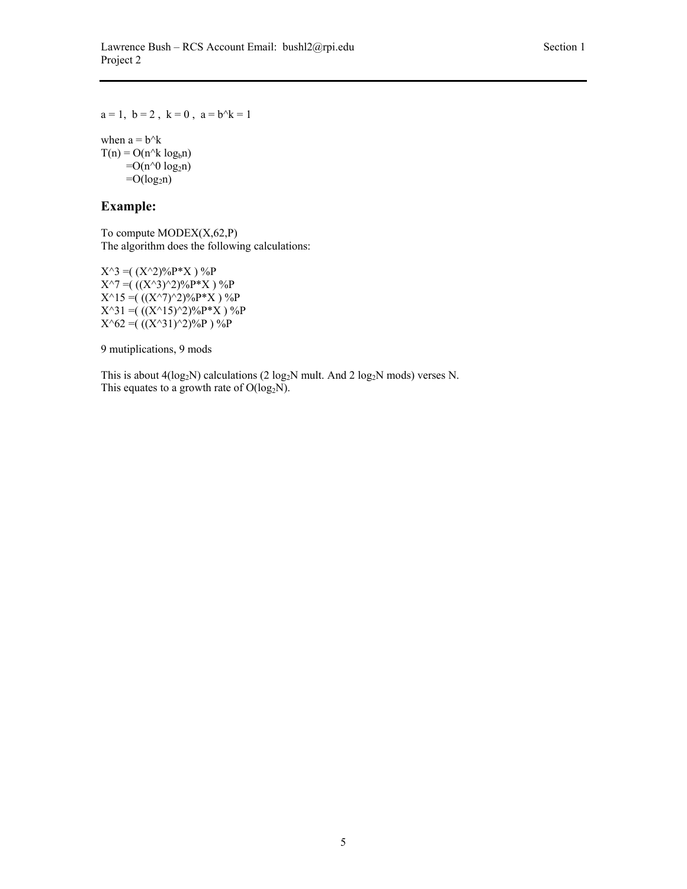$a = 1$, $b = 2$, $k = 0$, $a = b^k = 1$

when $a = b^k$

$T(n) = O(n^k \log_b n)$
$= O(n^0 \log_2 n)$
$= O(\log_2 n)$

## Example:

To compute MODEX(X,62,P)
The algorithm does the following calculations:

X^3 =( (X^2)%P*X ) %P
X^7 =( ((X^3)^2)%P*X ) %P
X^15 =( ((X^7)^2)%P*X ) %P
X^31 =( ((X^15)^2)%P*X ) %P
X^62 =( ((X^31)^2)%P ) %P

9 mutiplications, 9 mods

This is about $4(\log_2 N)$ calculations ($2 \log_2 N$ mult. And $2 \log_2 N$ mods) verses N.
This equates to a growth rate of $O(\log_2 N)$.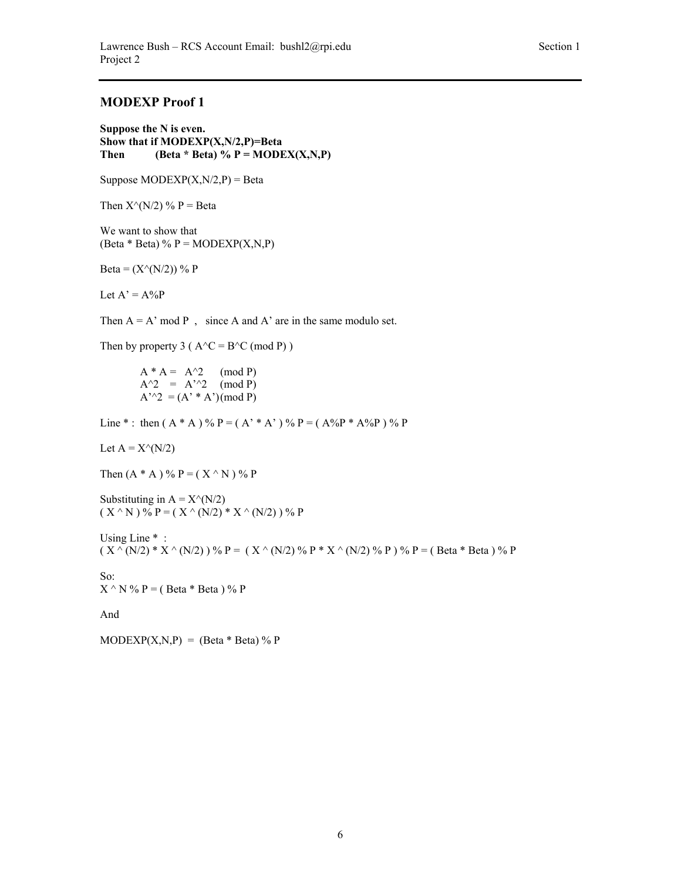## MODEXP Proof 1

**Suppose the N is even.**
**Show that if MODEXP(X,N/2,P)=Beta**
**Then (Beta * Beta) % P = MODEX(X,N,P)**

Suppose MODEXP(X,N/2,P) = Beta

Then X^(N/2) % P = Beta

We want to show that
(Beta * Beta) % P = MODEXP(X,N,P)

Beta = (X^(N/2)) % P

Let A' = A%P

Then A = A' mod P , since A and A' are in the same modulo set.

Then by property 3 ( A^C = B^C (mod P) )

A * A = A^2 (mod P)
A^2 = A'^2 (mod P)
A'^2 = (A' * A')(mod P)

Line * : then ( A * A ) % P = ( A' * A' ) % P = ( A%P * A%P ) % P

Let A = X^(N/2)

Then (A * A ) % P = ( X ^ N ) % P

Substituting in A = X^(N/2)
( X ^ N ) % P = ( X ^ (N/2) * X ^ (N/2) ) % P

Using Line * :
( X ^ (N/2) * X ^ (N/2) ) % P = ( X ^ (N/2) % P * X ^ (N/2) % P ) % P = ( Beta * Beta ) % P

So:
X ^ N % P = ( Beta * Beta ) % P

And

MODEXP(X,N,P) = (Beta * Beta) % P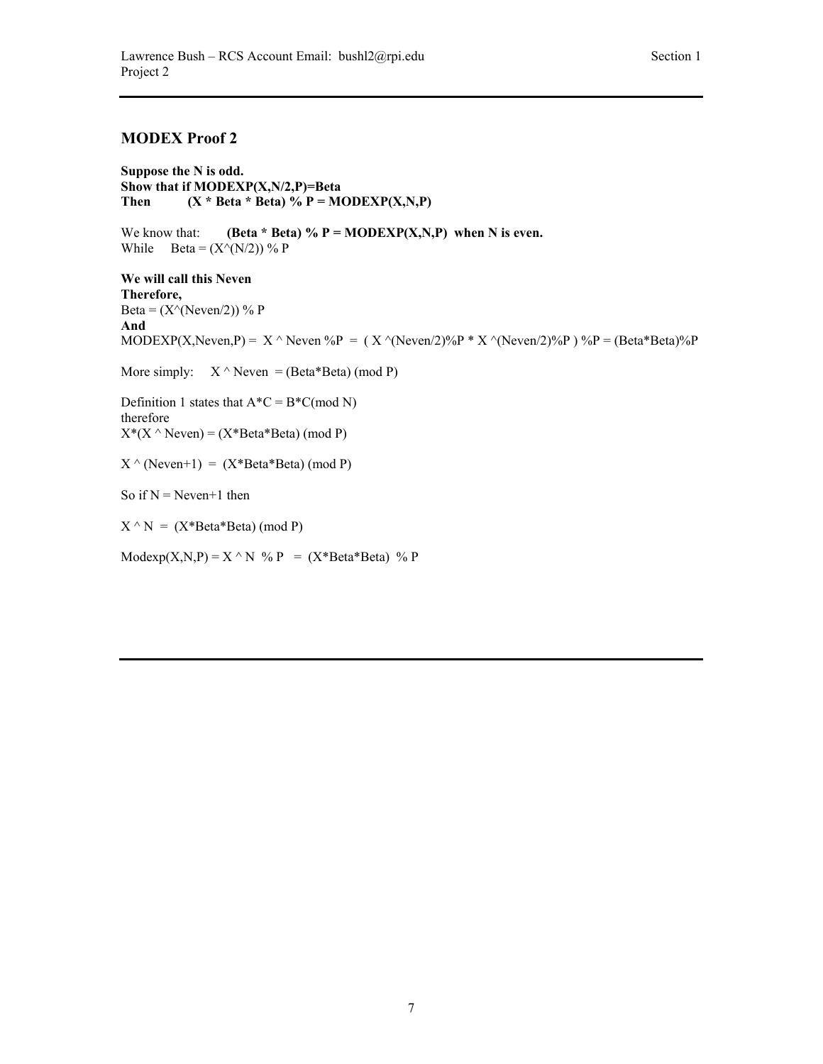## MODEX Proof 2

**Suppose the N is odd.**
**Show that if MODEXP(X,N/2,P)=Beta**
**Then (X * Beta * Beta) % P = MODEXP(X,N,P)**

We know that: **(Beta * Beta) % P = MODEXP(X,N,P) when N is even.**
While Beta = (X^(N/2)) % P

**We will call this Neven**
**Therefore,**
Beta = (X^(Neven/2)) % P
**And**
MODEXP(X,Neven,P) = X ^ Neven %P = ( X ^(Neven/2)%P * X ^(Neven/2)%P ) %P = (Beta*Beta)%P

More simply: X ^ Neven = (Beta*Beta) (mod P)

Definition 1 states that A*C = B*C(mod N)
therefore
X*(X ^ Neven) = (X*Beta*Beta) (mod P)

X ^ (Neven+1) = (X*Beta*Beta) (mod P)

So if N = Neven+1 then

X ^ N = (X*Beta*Beta) (mod P)

Modexp(X,N,P) = X ^ N % P = (X*Beta*Beta) % P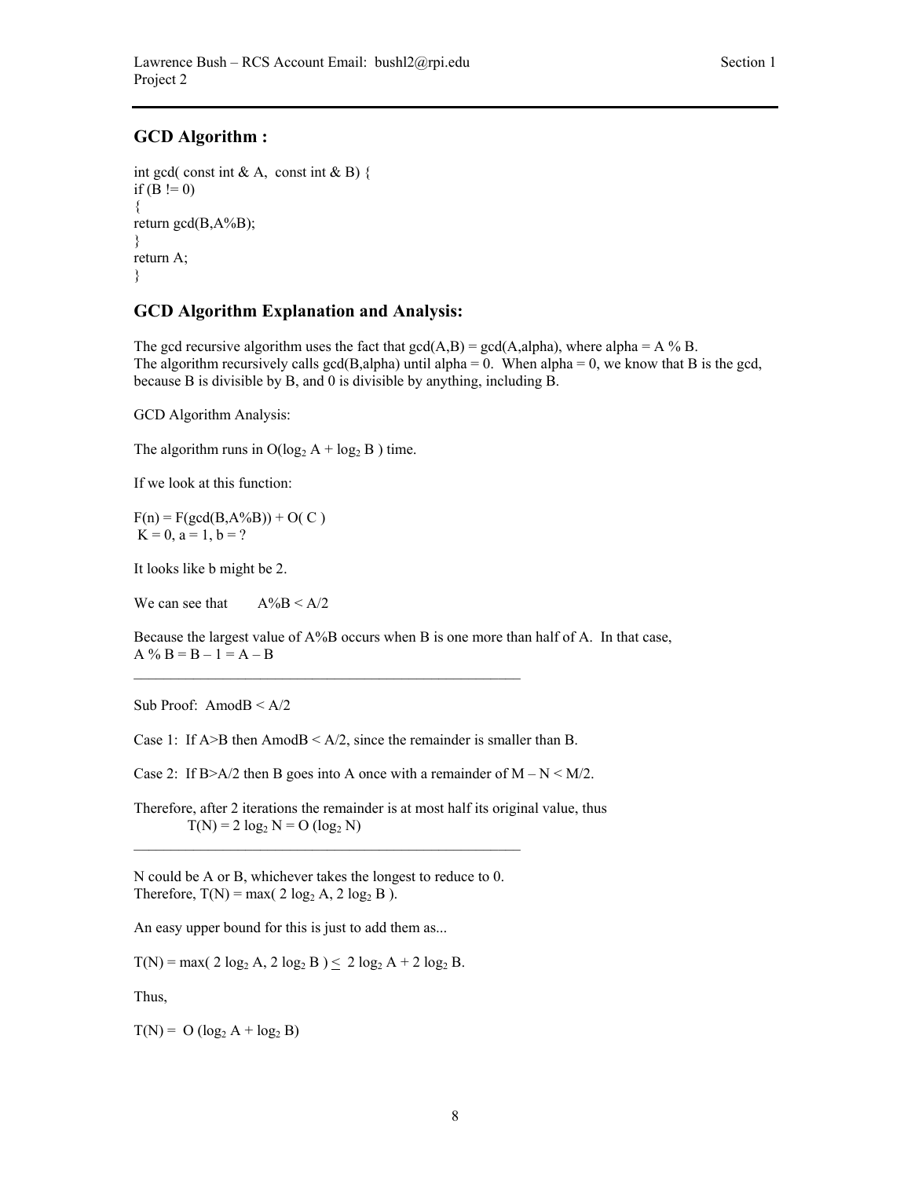## GCD Algorithm :

```
int gcd( const int & A,  const int & B) {
if (B != 0)
{
return gcd(B,A%B);
}
return A;
}
```

## GCD Algorithm Explanation and Analysis:

The gcd recursive algorithm uses the fact that gcd(A,B) = gcd(A,alpha), where alpha = A % B.
The algorithm recursively calls gcd(B,alpha) until alpha = 0. When alpha = 0, we know that B is the gcd, because B is divisible by B, and 0 is divisible by anything, including B.

GCD Algorithm Analysis:

The algorithm runs in $O(\log_2 A + \log_2 B)$ time.

If we look at this function:

F(n) = F(gcd(B,A%B)) + O( C )
K = 0, a = 1, b = ?

It looks like b might be 2.

We can see that A%B < A/2

Because the largest value of A%B occurs when B is one more than half of A. In that case,
A % B = B – 1 = A – B

---

Sub Proof: AmodB < A/2

Case 1: If A>B then AmodB < A/2, since the remainder is smaller than B.

Case 2: If B>A/2 then B goes into A once with a remainder of M – N < M/2.

Therefore, after 2 iterations the remainder is at most half its original value, thus

$$T(N) = 2 \log_2 N = O(\log_2 N)$$

---

N could be A or B, whichever takes the longest to reduce to 0.
Therefore, $T(N) = \max(2 \log_2 A, 2 \log_2 B)$.

An easy upper bound for this is just to add them as...

$T(N) = \max(2 \log_2 A, 2 \log_2 B) \leq 2 \log_2 A + 2 \log_2 B$.

Thus,

$T(N) = O(\log_2 A + \log_2 B)$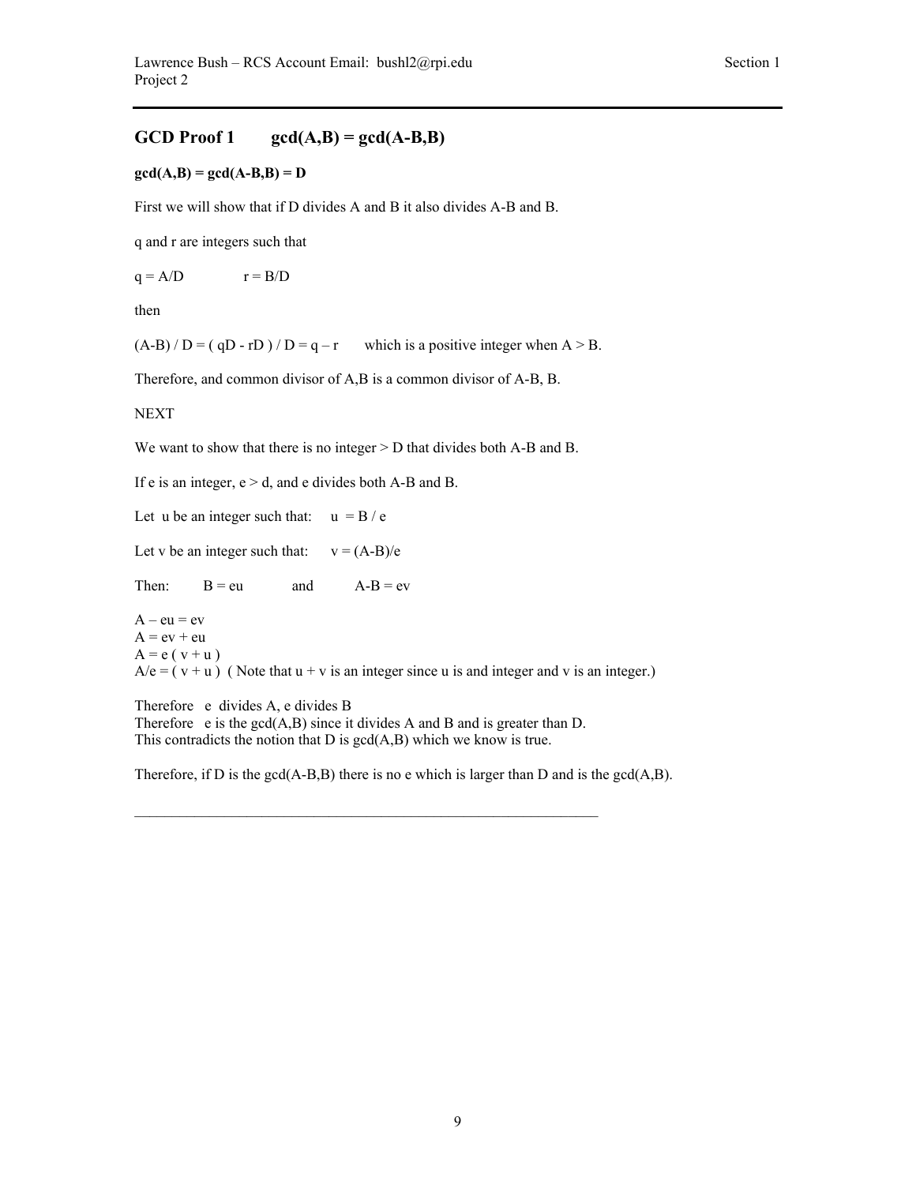## GCD Proof 1 $\gcd(A,B) = \gcd(A-B,B)$

**$\gcd(A,B) = \gcd(A-B,B) = D$**

First we will show that if D divides A and B it also divides A-B and B.

q and r are integers such that

$q = A/D \qquad r = B/D$

then

$(A-B) / D = ( qD - rD ) / D = q - r$ which is a positive integer when $A > B$.

Therefore, and common divisor of A,B is a common divisor of A-B, B.

NEXT

We want to show that there is no integer $> D$ that divides both A-B and B.

If e is an integer, $e > d$, and e divides both A-B and B.

Let u be an integer such that: $u = B / e$

Let v be an integer such that: $v = (A-B)/e$

Then: $B = eu$ and $A-B = ev$

$A - eu = ev$
$A = ev + eu$
$A = e ( v + u )$
$A/e = ( v + u )$ ( Note that $u + v$ is an integer since u is and integer and v is an integer.)

Therefore e divides A, e divides B
Therefore e is the $\gcd(A,B)$ since it divides A and B and is greater than D.
This contradicts the notion that D is $\gcd(A,B)$ which we know is true.

Therefore, if D is the $\gcd(A-B,B)$ there is no e which is larger than D and is the $\gcd(A,B)$.

---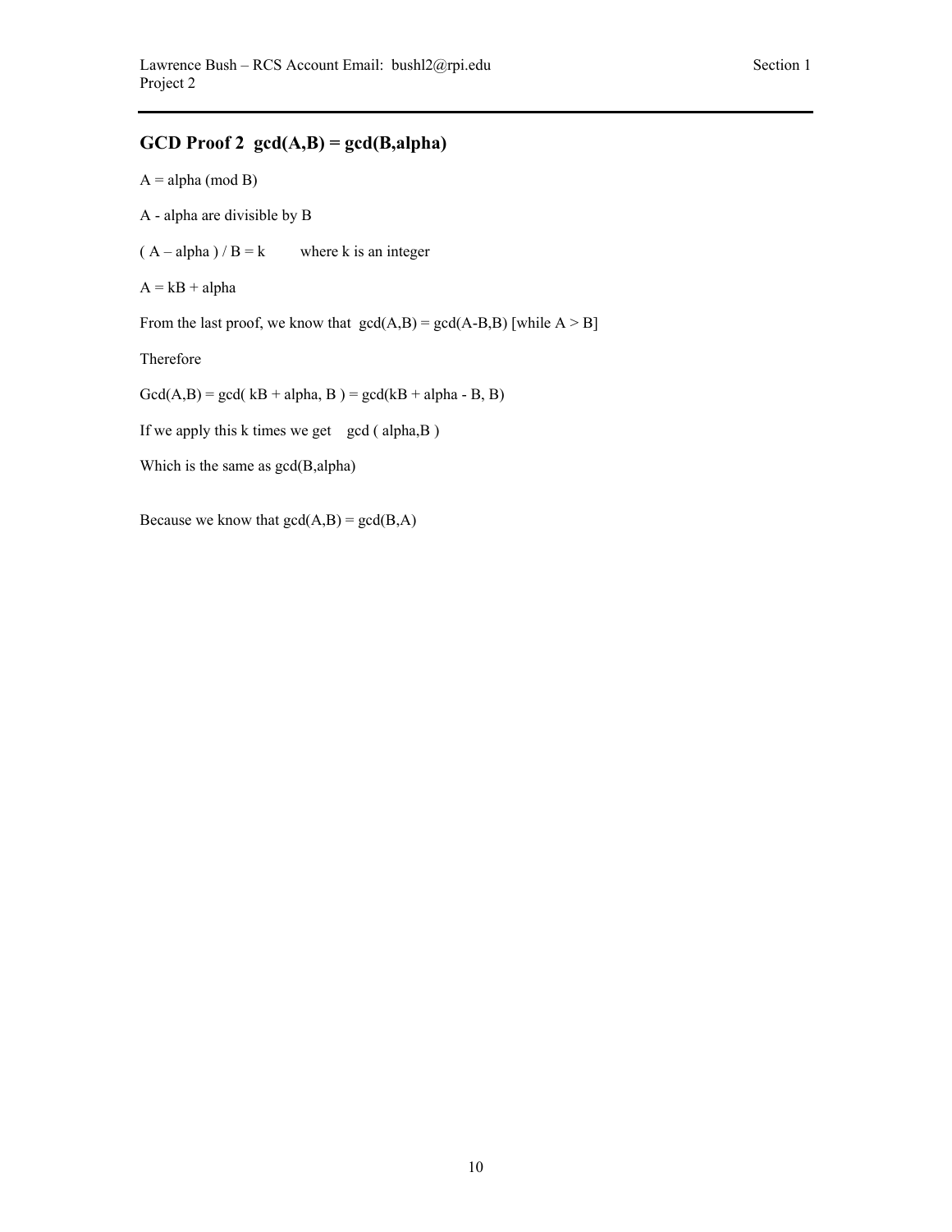## GCD Proof 2 gcd(A,B) = gcd(B,alpha)

A = alpha (mod B)

A - alpha are divisible by B

( A – alpha ) / B = k     where k is an integer

A = kB + alpha

From the last proof, we know that gcd(A,B) = gcd(A-B,B) [while A > B]

Therefore

Gcd(A,B) = gcd( kB + alpha, B ) = gcd(kB + alpha - B, B)

If we apply this k times we get  gcd ( alpha,B )

Which is the same as gcd(B,alpha)

Because we know that gcd(A,B) = gcd(B,A)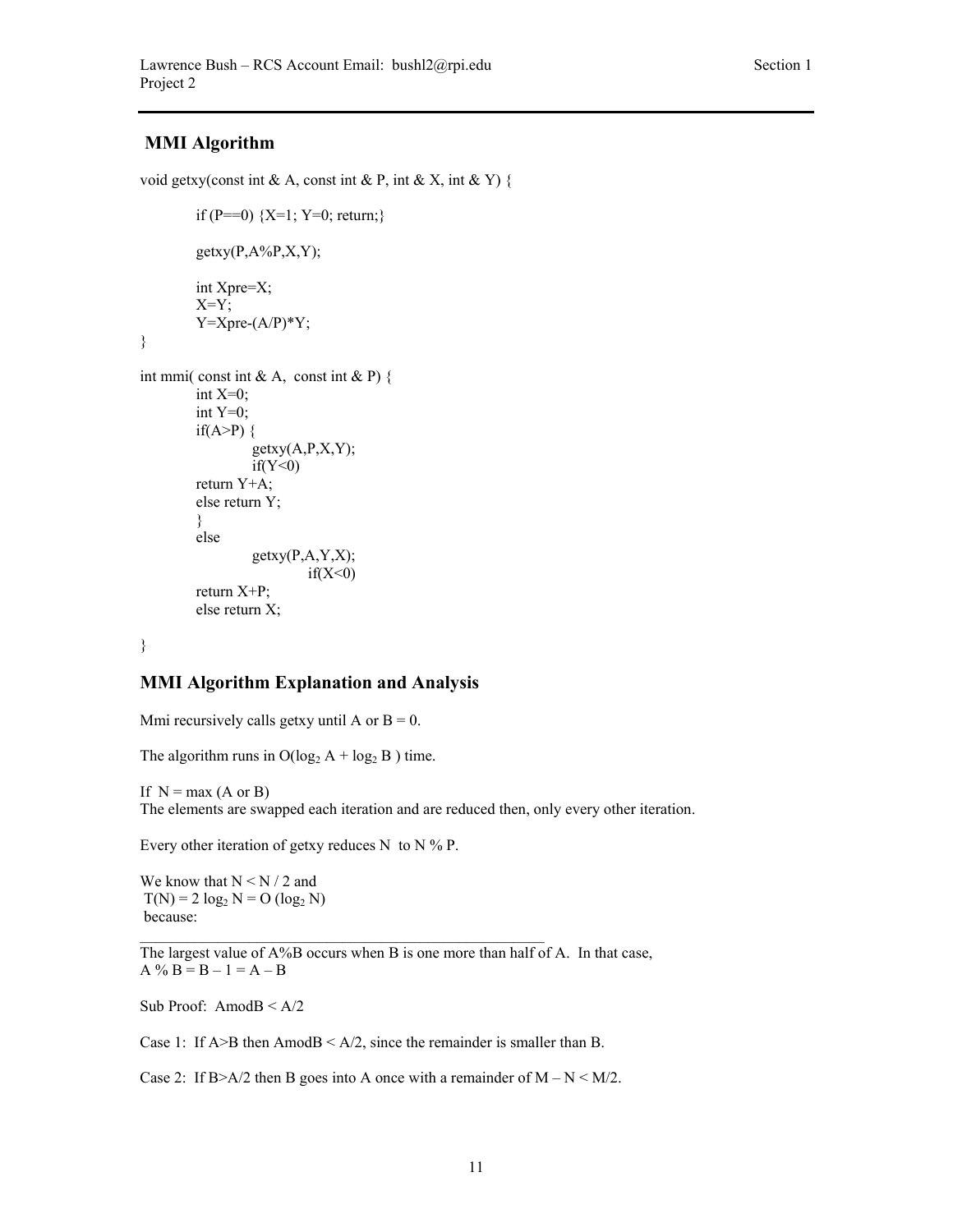## MMI Algorithm

```
void getxy(const int & A, const int & P, int & X, int & Y) {

        if (P==0) {X=1; Y=0; return;}

        getxy(P,A%P,X,Y);

        int Xpre=X;
        X=Y;
        Y=Xpre-(A/P)*Y;
}

int mmi( const int & A,  const int & P) {
        int X=0;
        int Y=0;
        if(A>P) {
                getxy(A,P,X,Y);
                if(Y<0)
        return Y+A;
        else return Y;
        }
        else
                getxy(P,A,Y,X);
                        if(X<0)
        return X+P;
        else return X;

}
```

## MMI Algorithm Explanation and Analysis

Mmi recursively calls getxy until A or B = 0.

The algorithm runs in $O(\log_2 A + \log_2 B)$ time.

If N = max (A or B)
The elements are swapped each iteration and are reduced then, only every other iteration.

Every other iteration of getxy reduces N to N % P.

We know that $N < N / 2$ and
$T(N) = 2 \log_2 N = O(\log_2 N)$
because:

---

The largest value of A%B occurs when B is one more than half of A. In that case,
A % B = B – 1 = A – B

Sub Proof: AmodB < A/2

Case 1: If A>B then AmodB < A/2, since the remainder is smaller than B.

Case 2: If B>A/2 then B goes into A once with a remainder of M – N < M/2.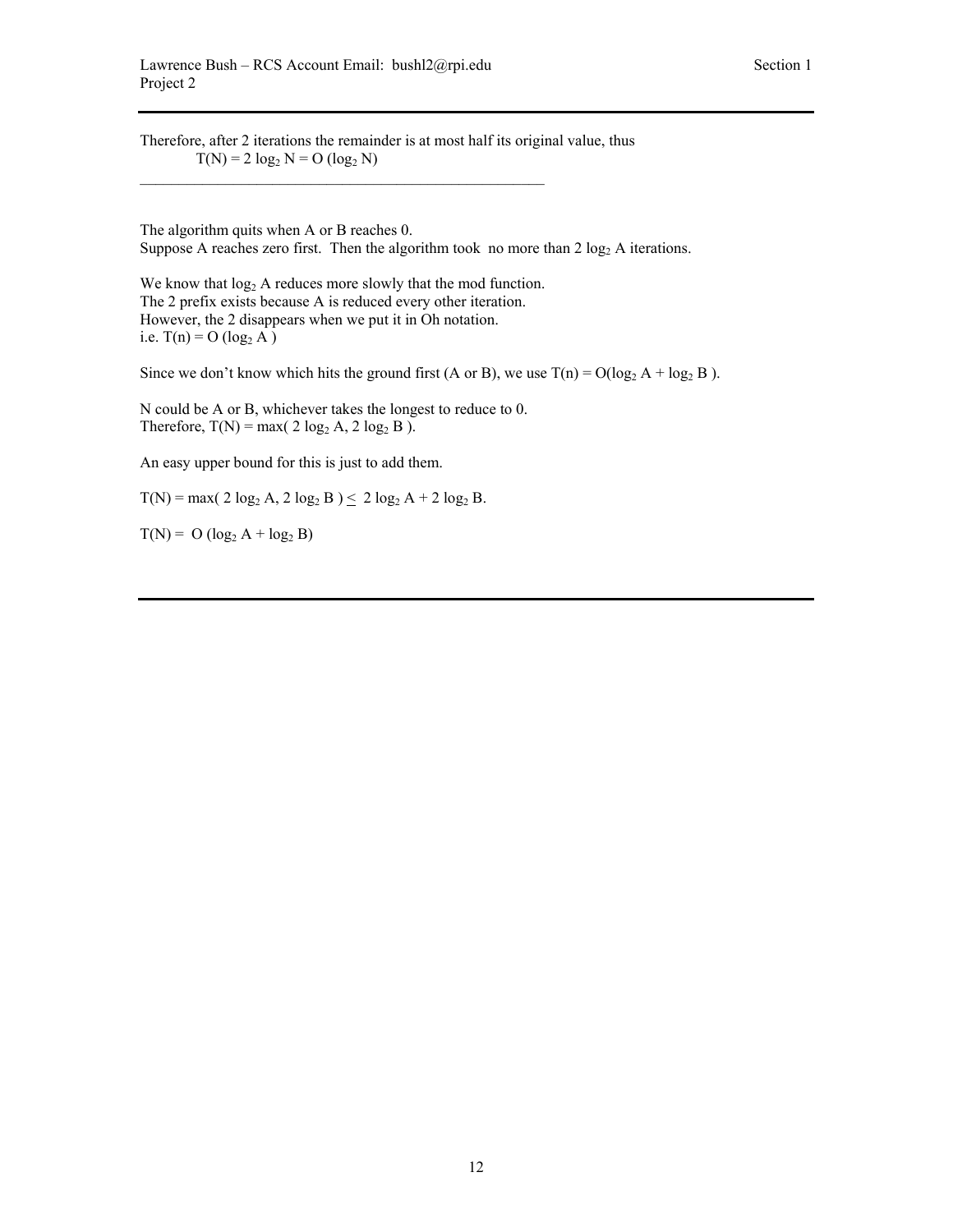Therefore, after 2 iterations the remainder is at most half its original value, thus

$T(N) = 2 \log_2 N = O(\log_2 N)$

---

The algorithm quits when A or B reaches 0.
Suppose A reaches zero first. Then the algorithm took no more than $2 \log_2 A$ iterations.

We know that $\log_2 A$ reduces more slowly that the mod function.
The 2 prefix exists because A is reduced every other iteration.
However, the 2 disappears when we put it in Oh notation.
i.e. $T(n) = O(\log_2 A)$

Since we don't know which hits the ground first (A or B), we use $T(n) = O(\log_2 A + \log_2 B)$.

N could be A or B, whichever takes the longest to reduce to 0.
Therefore, $T(N) = \max(2 \log_2 A, 2 \log_2 B)$.

An easy upper bound for this is just to add them.

$T(N) = \max(2 \log_2 A, 2 \log_2 B) \leq 2 \log_2 A + 2 \log_2 B$.

$T(N) = O(\log_2 A + \log_2 B)$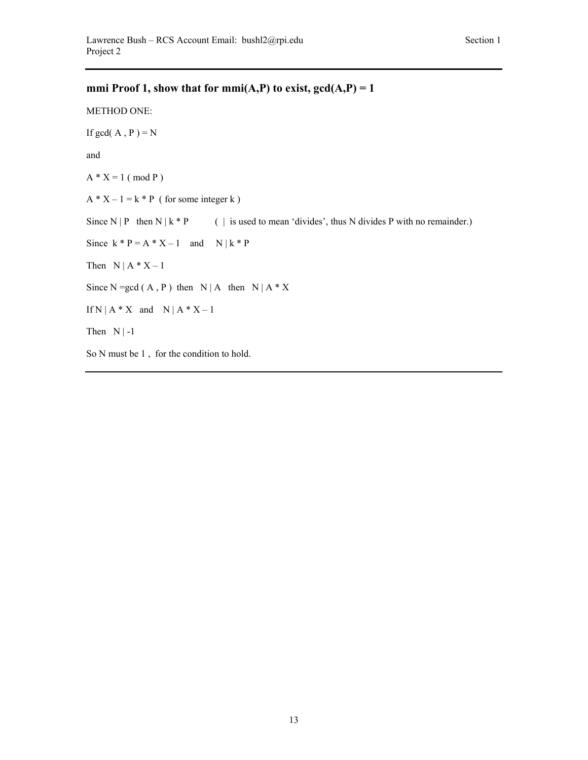### mmi Proof 1, show that for mmi(A,P) to exist, gcd(A,P) = 1

METHOD ONE:

If $\gcd(A, P) = N$

and

$A * X = 1 \pmod{P}$

$A * X - 1 = k * P$ ( for some integer k )

Since $N \mid P$ then $N \mid k * P$ ( | is used to mean 'divides', thus N divides P with no remainder.)

Since $k * P = A * X - 1$ and $N \mid k * P$

Then $N \mid A * X - 1$

Since $N = \gcd(A, P)$ then $N \mid A$ then $N \mid A * X$

If $N \mid A * X$ and $N \mid A * X - 1$

Then $N \mid -1$

So N must be 1 , for the condition to hold.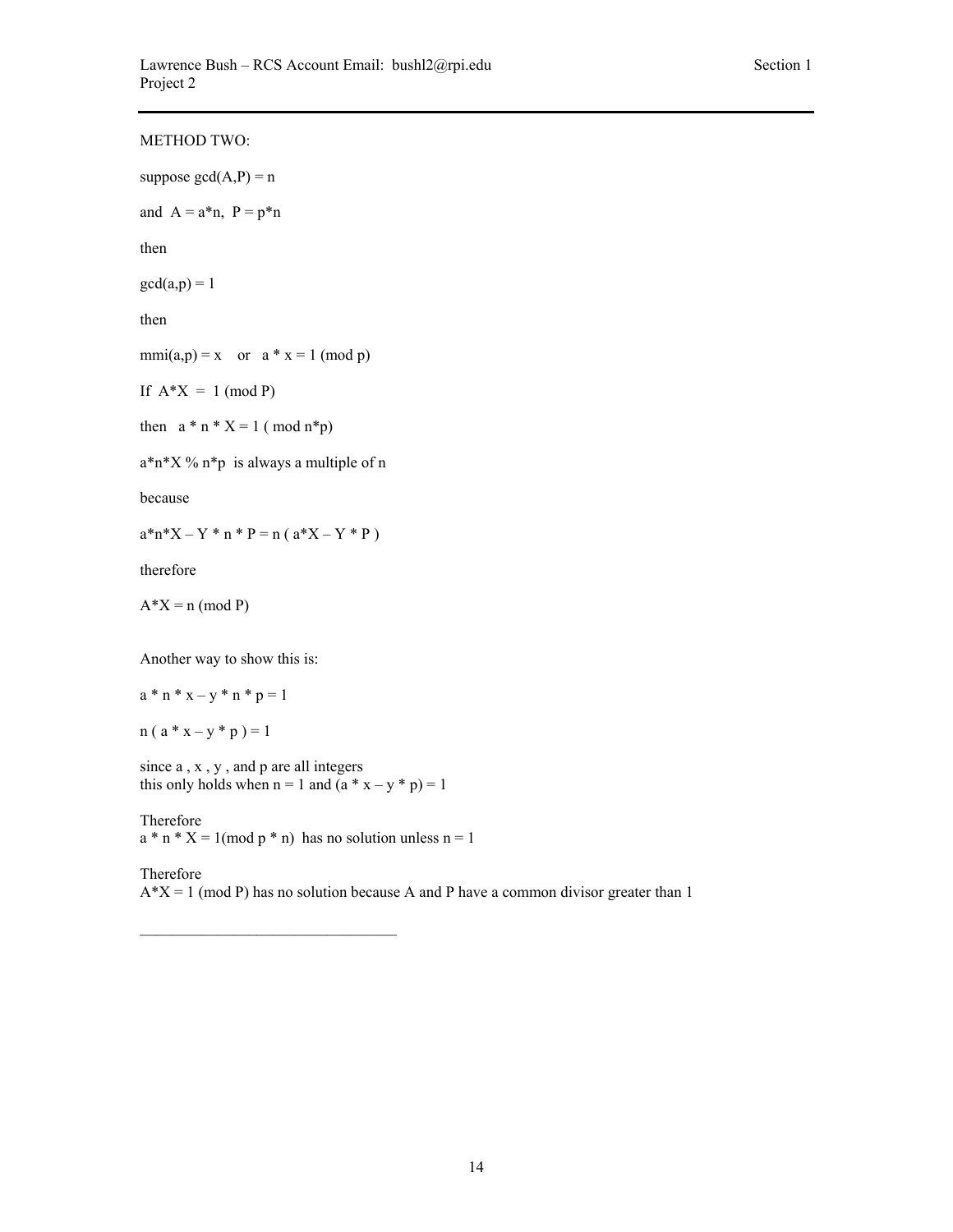METHOD TWO:

suppose $\gcd(A,P) = n$

and $A = a*n$, $P = p*n$

then

$\gcd(a,p) = 1$

then

$\text{mmi}(a,p) = x$ or $a * x = 1 \pmod{p}$

If $A*X = 1 \pmod{P}$

then $a * n * X = 1 \pmod{n*p}$

$a*n*X \,\%\, n*p$ is always a multiple of n

because

$a*n*X – Y * n * P = n ( a*X – Y * P )$

therefore

$A*X = n \pmod{P}$

Another way to show this is:

$a * n * x – y * n * p = 1$

$n ( a * x – y * p ) = 1$

since a , x , y , and p are all integers
this only holds when $n = 1$ and $(a * x – y * p) = 1$

Therefore
$a * n * X = 1 \pmod{p * n}$ has no solution unless $n = 1$

Therefore
$A*X = 1 \pmod{P}$ has no solution because A and P have a common divisor greater than 1

---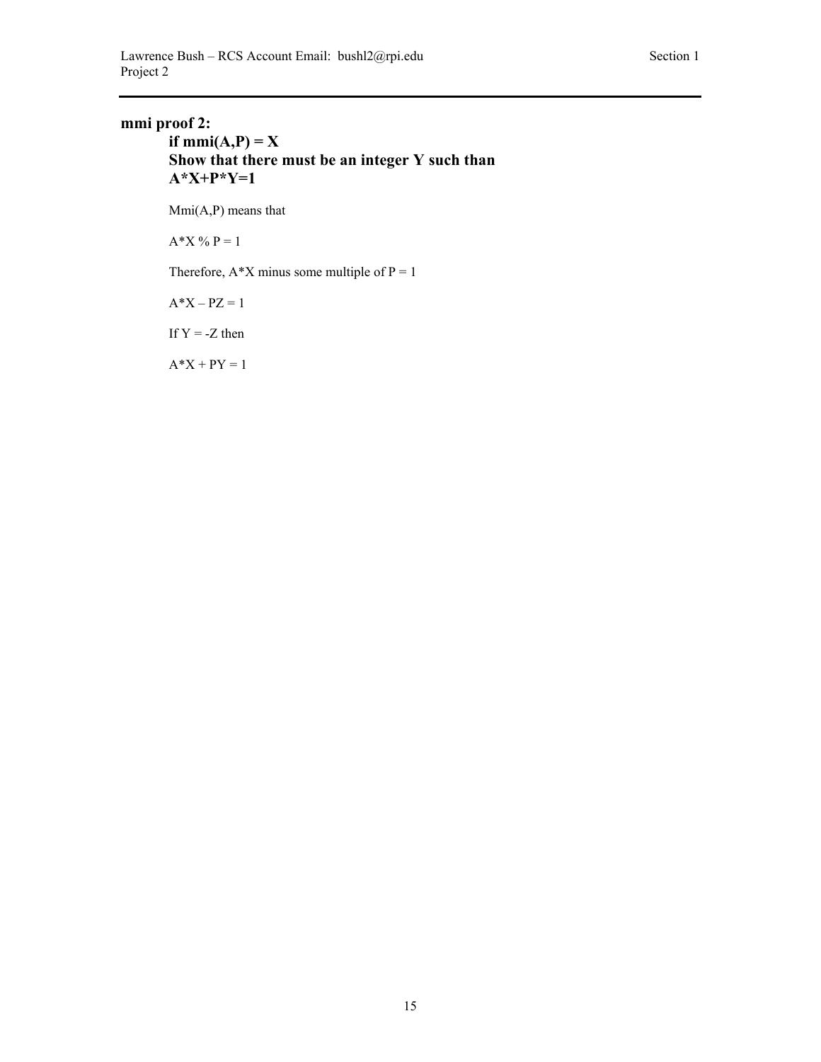**mmi proof 2:**

**if mmi(A,P) = X**
**Show that there must be an integer Y such than**
**A*X+P*Y=1**

Mmi(A,P) means that

A*X % P = 1

Therefore, A*X minus some multiple of P = 1

A*X – PZ = 1

If Y = -Z then

A*X + PY = 1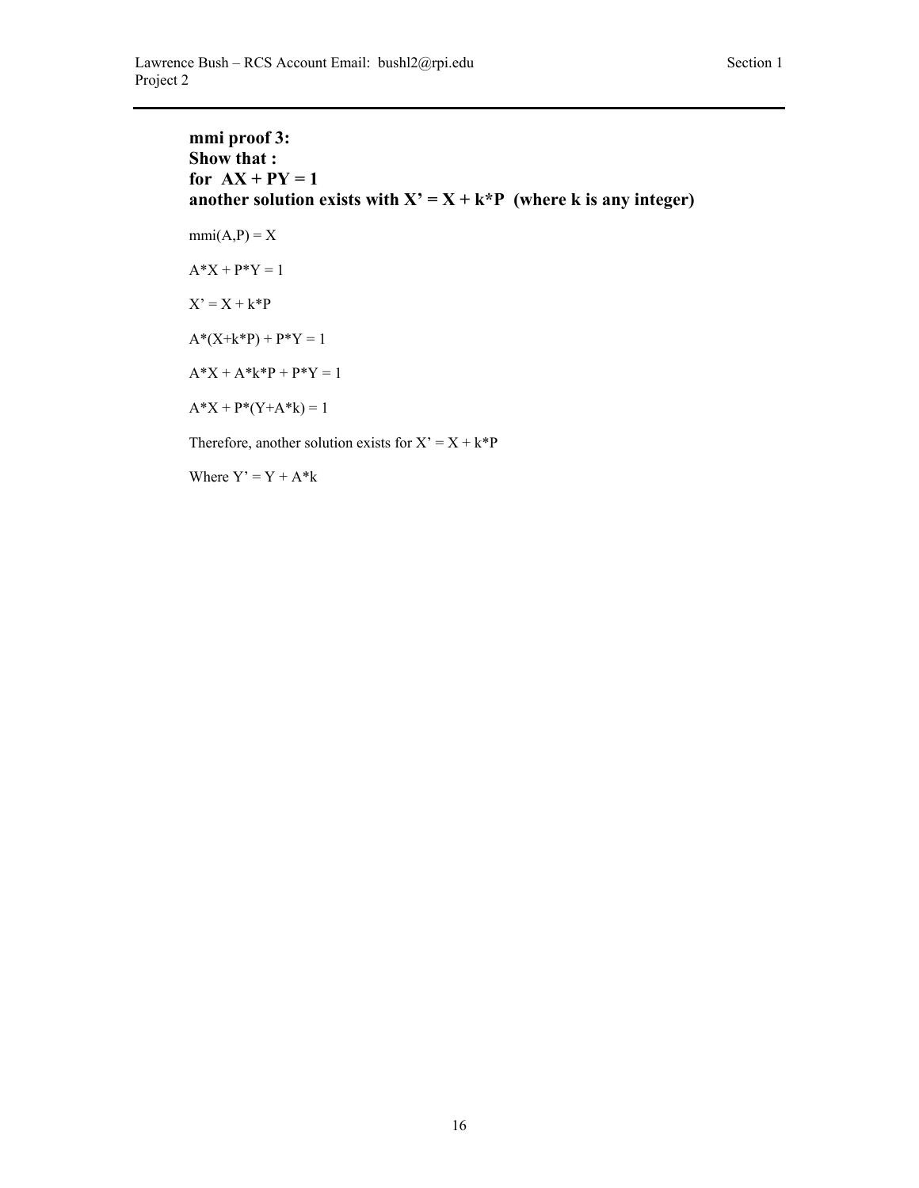**mmi proof 3:**
**Show that :**
**for $AX + PY = 1$**
**another solution exists with $X' = X + k*P$ (where k is any integer)**

$mmi(A,P) = X$

$A*X + P*Y = 1$

$X' = X + k*P$

$A*(X+k*P) + P*Y = 1$

$A*X + A*k*P + P*Y = 1$

$A*X + P*(Y+A*k) = 1$

Therefore, another solution exists for $X' = X + k*P$

Where $Y' = Y + A*k$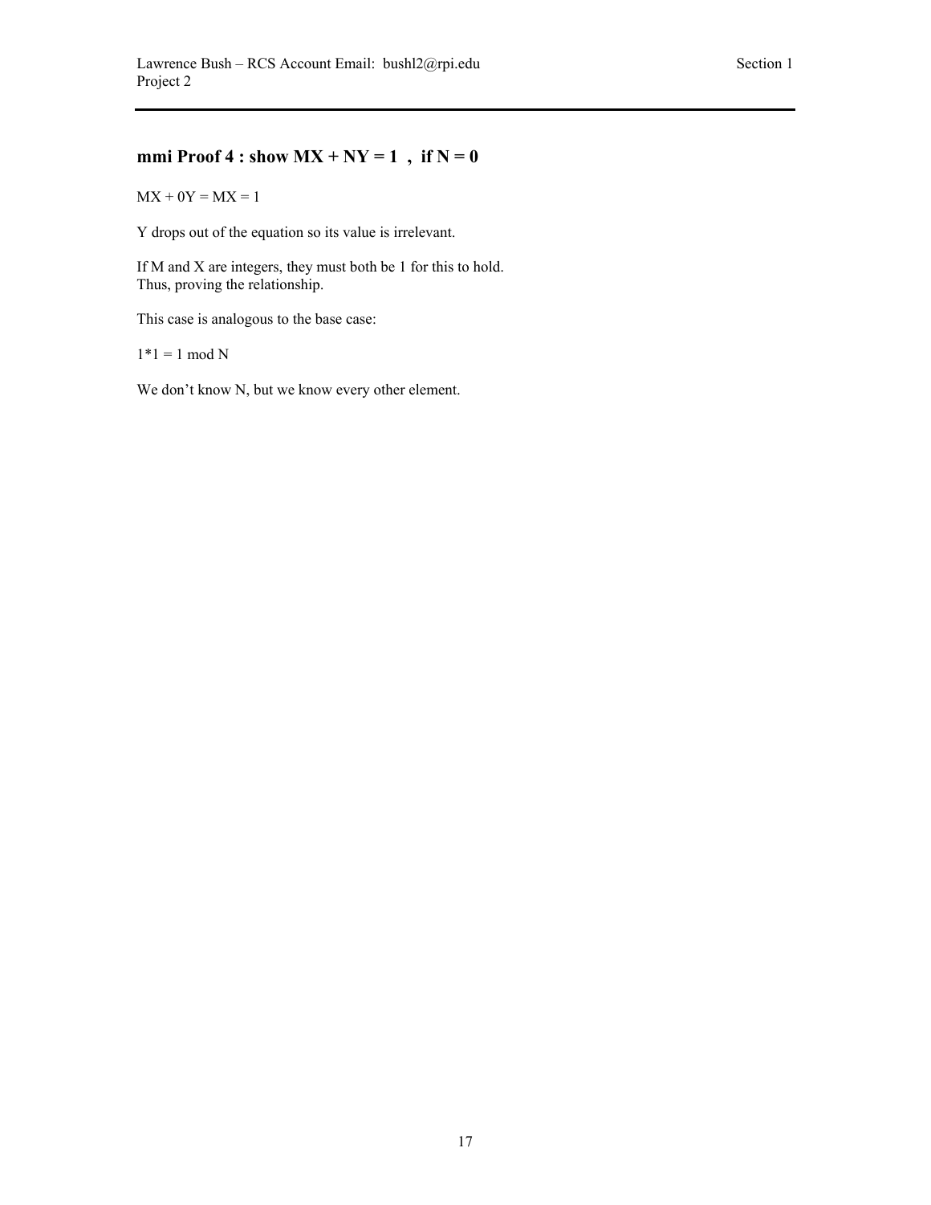### mmi Proof 4 : show $MX + NY = 1$ , if $N = 0$

$MX + 0Y = MX = 1$

Y drops out of the equation so its value is irrelevant.

If M and X are integers, they must both be 1 for this to hold.
Thus, proving the relationship.

This case is analogous to the base case:

$1*1 = 1 \bmod N$

We don't know N, but we know every other element.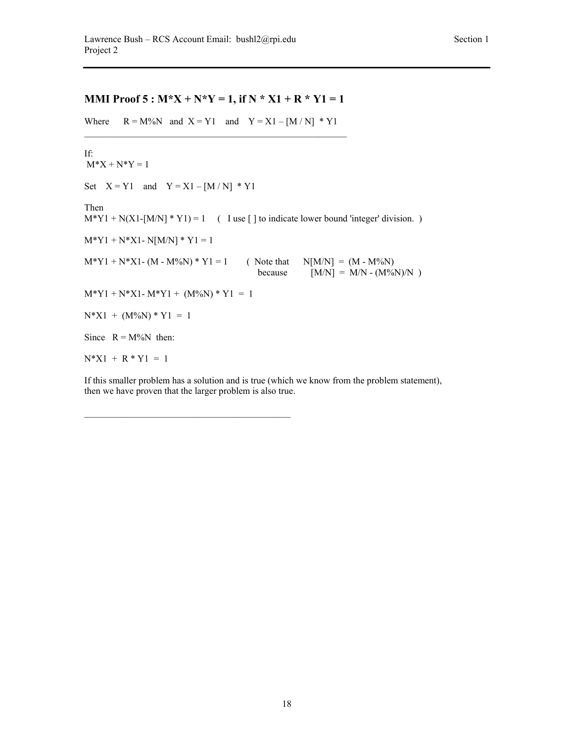## MMI Proof 5 : $M*X + N*Y = 1$, if $N * X1 + R * Y1 = 1$

Where $R = M\%N$ and $X = Y1$ and $Y = X1 – [M / N] * Y1$

---

If:

$M*X + N*Y = 1$

Set $X = Y1$ and $Y = X1 – [M / N] * Y1$

Then

$M*Y1 + N(X1-[M/N] * Y1) = 1$ ( I use [ ] to indicate lower bound 'integer' division. )

$M*Y1 + N*X1- N[M/N] * Y1 = 1$

$M*Y1 + N*X1- (M - M\%N) * Y1 = 1$ ( Note that $N[M/N] = (M - M\%N)$ because $[M/N] = M/N - (M\%N)/N$ )

$M*Y1 + N*X1- M*Y1 + (M\%N) * Y1 = 1$

$N*X1 + (M\%N) * Y1 = 1$

Since $R = M\%N$ then:

$N*X1 + R * Y1 = 1$

If this smaller problem has a solution and is true (which we know from the problem statement), then we have proven that the larger problem is also true.

---